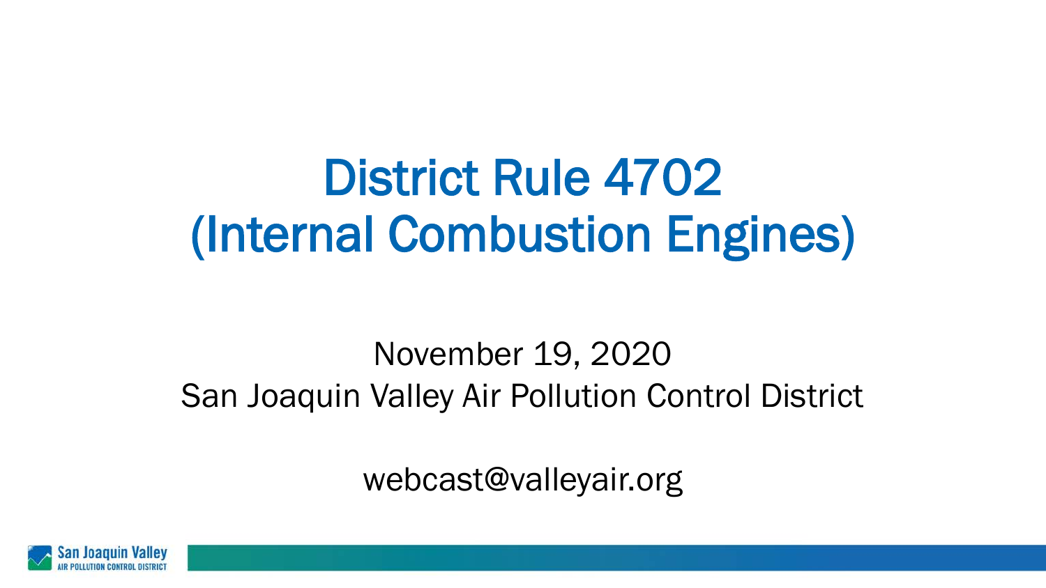# District Rule 4702 (Internal Combustion Engines)

November 19, 2020

San Joaquin Valley Air Pollution Control District

webcast@valleyair.org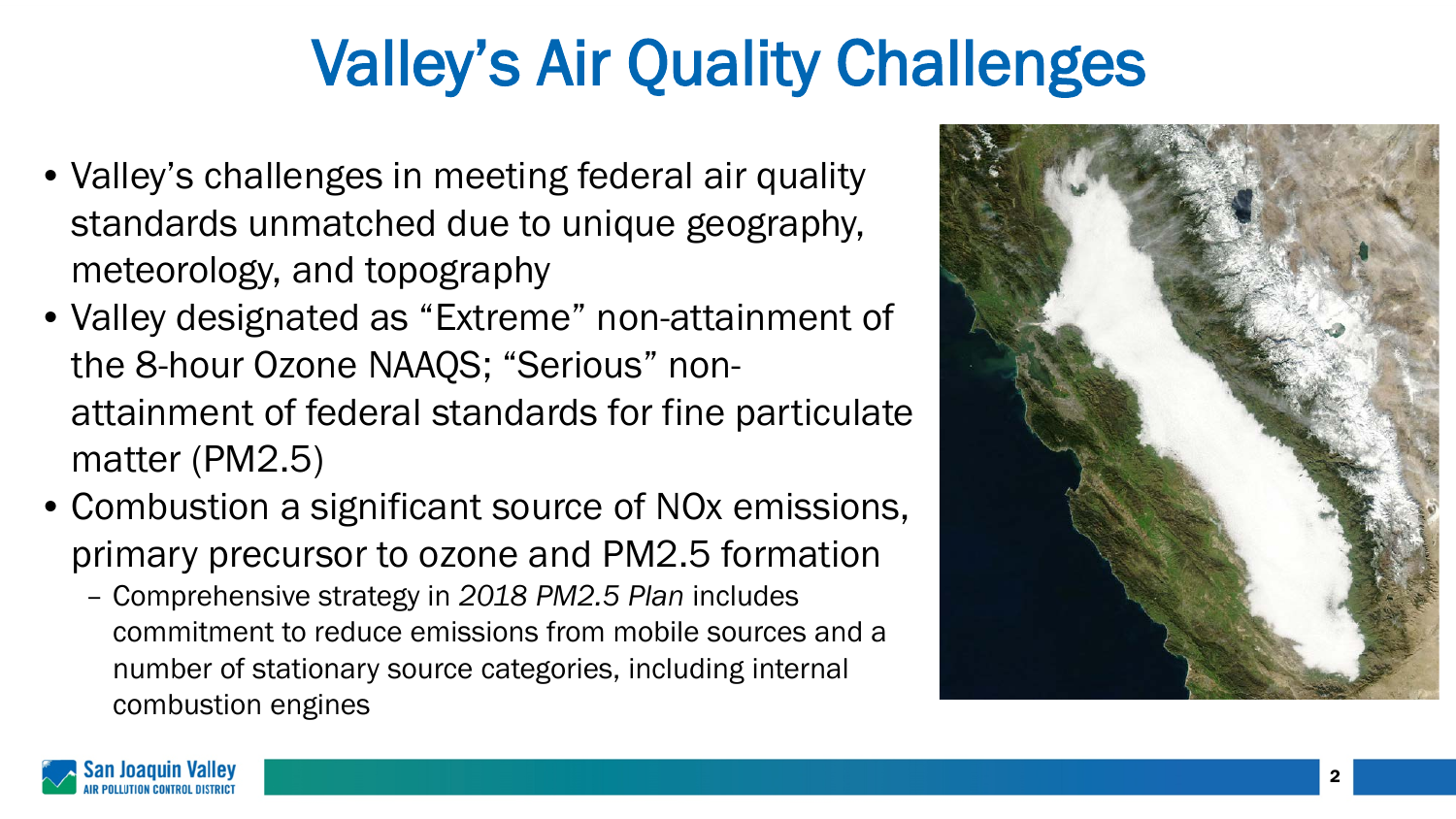# Valley's Air Quality Challenges

- Valley's challenges in meeting federal air quality standards unmatched due to unique geography, meteorology, and topography
- Valley designated as "Extreme" non-attainment of the 8-hour Ozone NAAQS; "Serious" non-attainment of federal standards for fine particulate matter (PM2.5)
- Combustion a significant source of NOx emissions, primary precursor to ozone and PM2.5 formation
  - Comprehensive strategy in *2018 PM2.5 Plan* includes commitment to reduce emissions from mobile sources and a number of stationary source categories, including internal combustion engines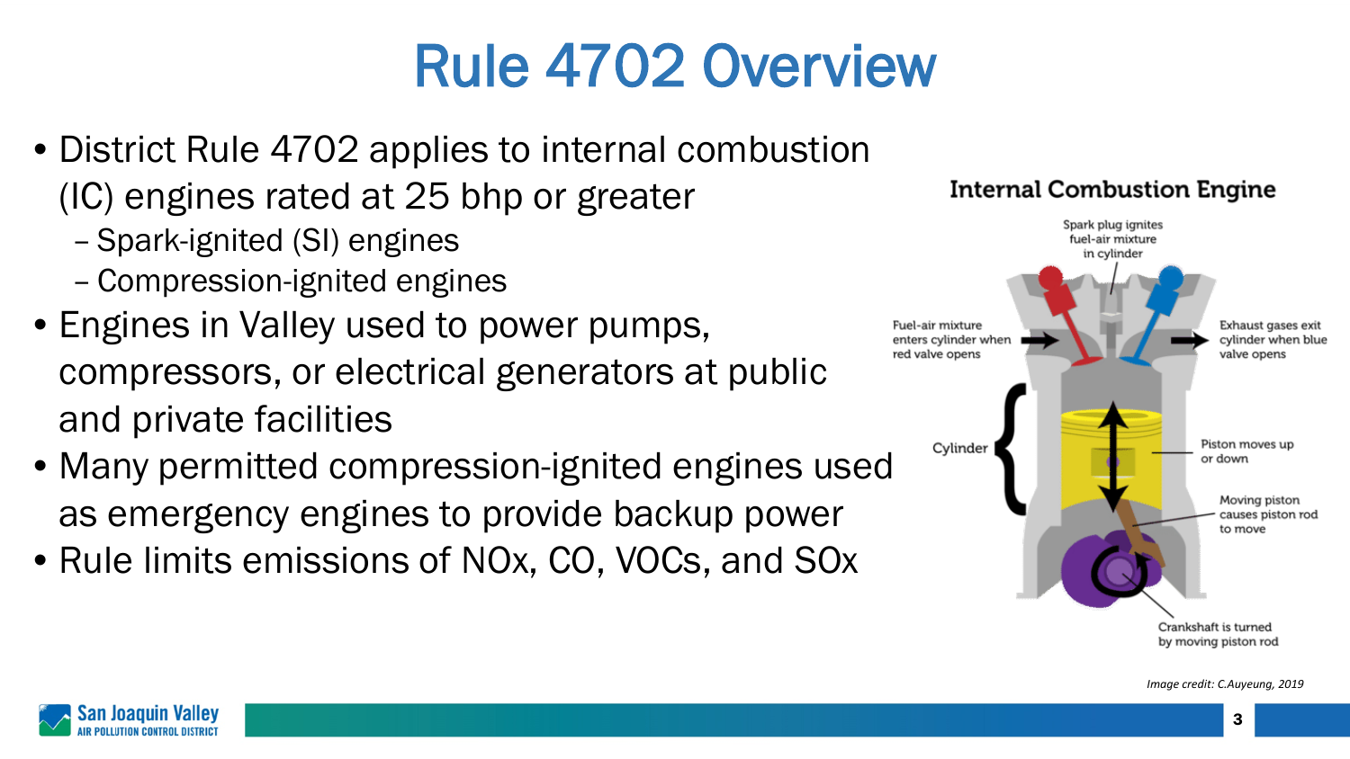# Rule 4702 Overview

- District Rule 4702 applies to internal combustion (IC) engines rated at 25 bhp or greater
  - Spark-ignited (SI) engines
  - Compression-ignited engines
- Engines in Valley used to power pumps, compressors, or electrical generators at public and private facilities
- Many permitted compression-ignited engines used as emergency engines to provide backup power
- Rule limits emissions of NOx, CO, VOCs, and SOx

**Internal Combustion Engine**

- Spark plug ignites fuel-air mixture in cylinder
- Fuel-air mixture enters cylinder when red valve opens
- Exhaust gases exit cylinder when blue valve opens
- Cylinder
- Piston moves up or down
- Moving piston causes piston rod to move
- Crankshaft is turned by moving piston rod

*Image credit: C.Auyeung, 2019*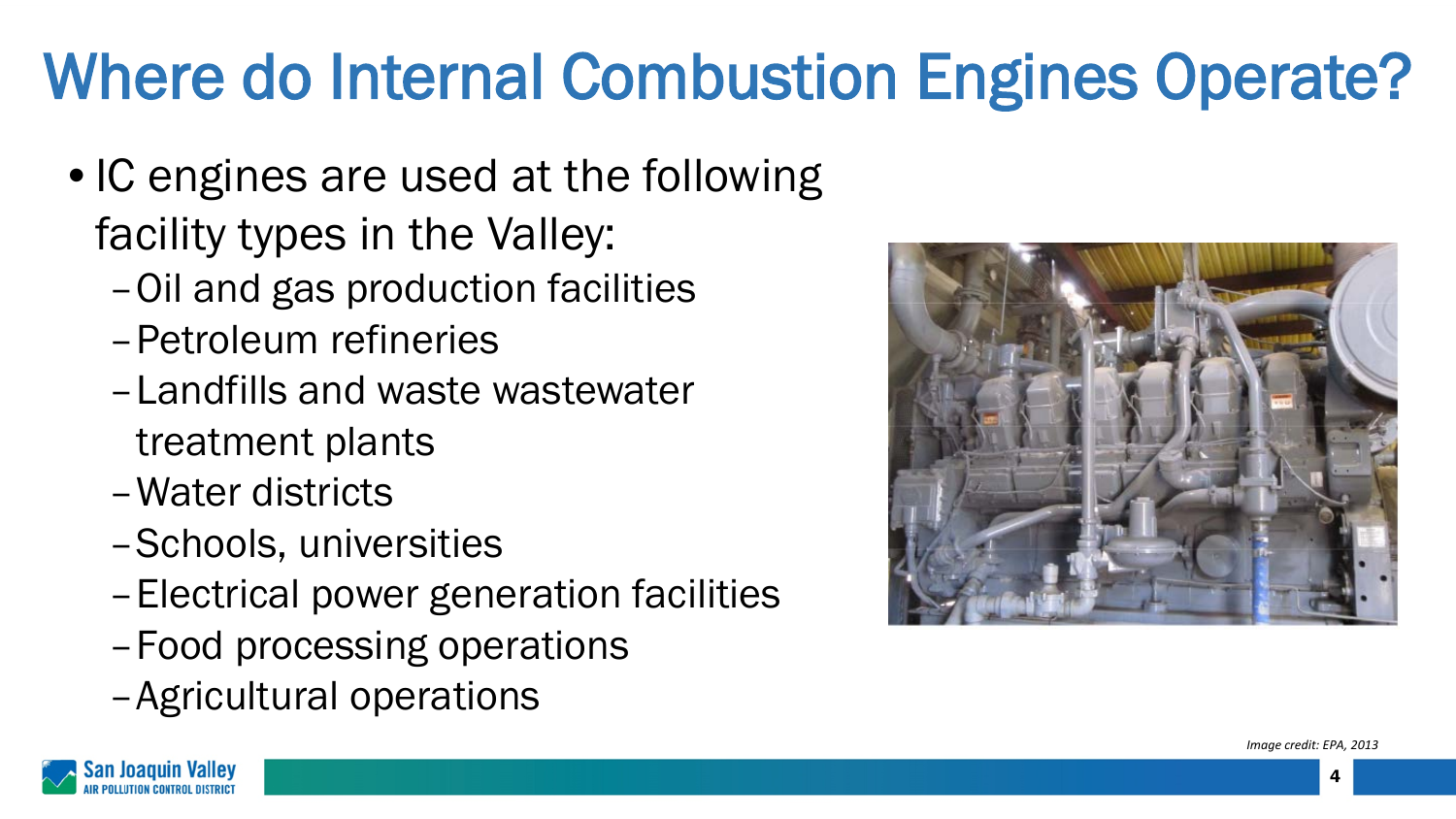# Where do Internal Combustion Engines Operate?

- IC engines are used at the following facility types in the Valley:
  - Oil and gas production facilities
  - Petroleum refineries
  - Landfills and waste wastewater treatment plants
  - Water districts
  - Schools, universities
  - Electrical power generation facilities
  - Food processing operations
  - Agricultural operations

*Image credit: EPA, 2013*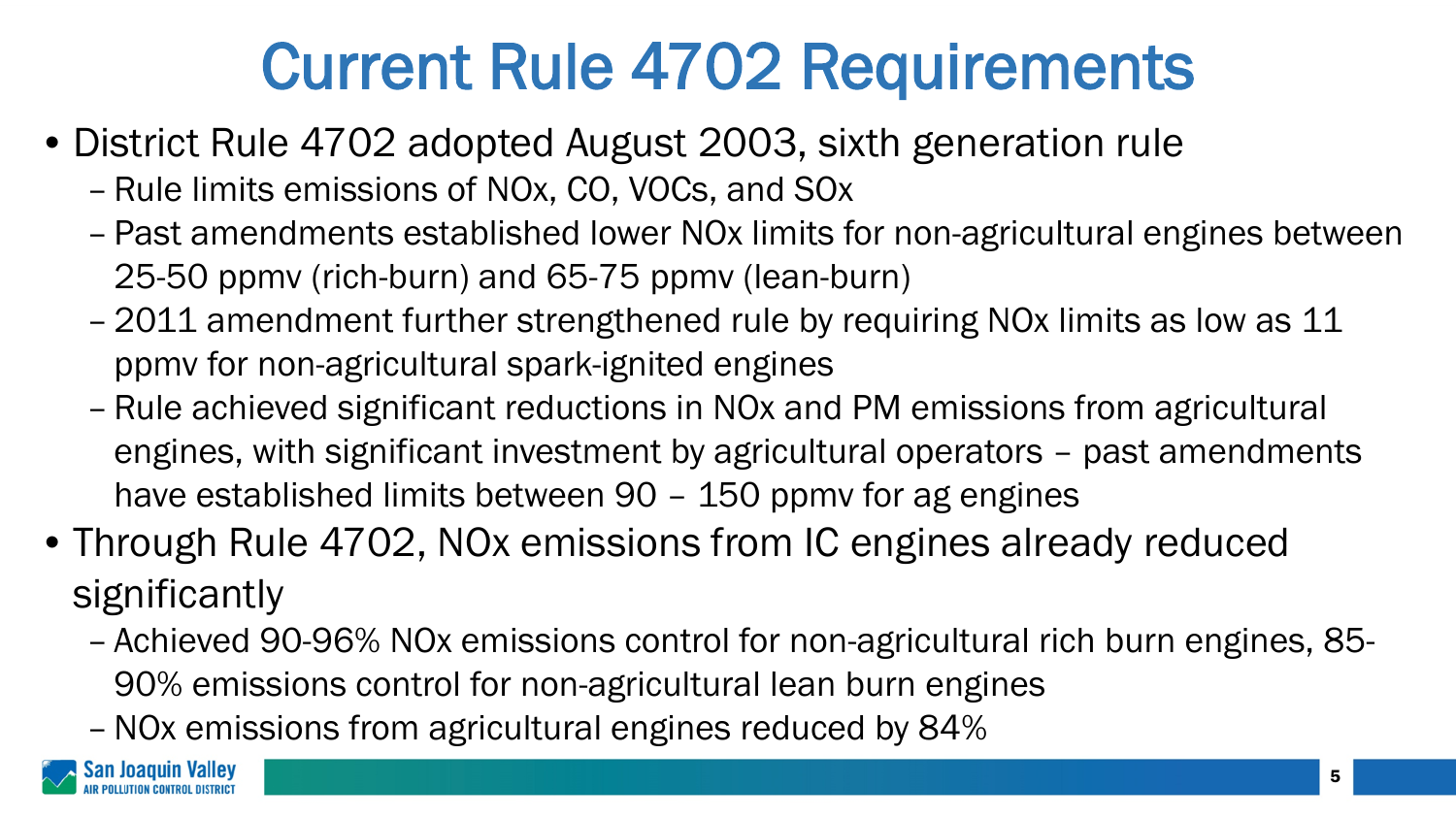# Current Rule 4702 Requirements

- District Rule 4702 adopted August 2003, sixth generation rule
  - Rule limits emissions of NOx, CO, VOCs, and SOx
  - Past amendments established lower NOx limits for non-agricultural engines between 25-50 ppmv (rich-burn) and 65-75 ppmv (lean-burn)
  - 2011 amendment further strengthened rule by requiring NOx limits as low as 11 ppmv for non-agricultural spark-ignited engines
  - Rule achieved significant reductions in NOx and PM emissions from agricultural engines, with significant investment by agricultural operators – past amendments have established limits between 90 – 150 ppmv for ag engines
- Through Rule 4702, NOx emissions from IC engines already reduced significantly
  - Achieved 90-96% NOx emissions control for non-agricultural rich burn engines, 85-90% emissions control for non-agricultural lean burn engines
  - NOx emissions from agricultural engines reduced by 84%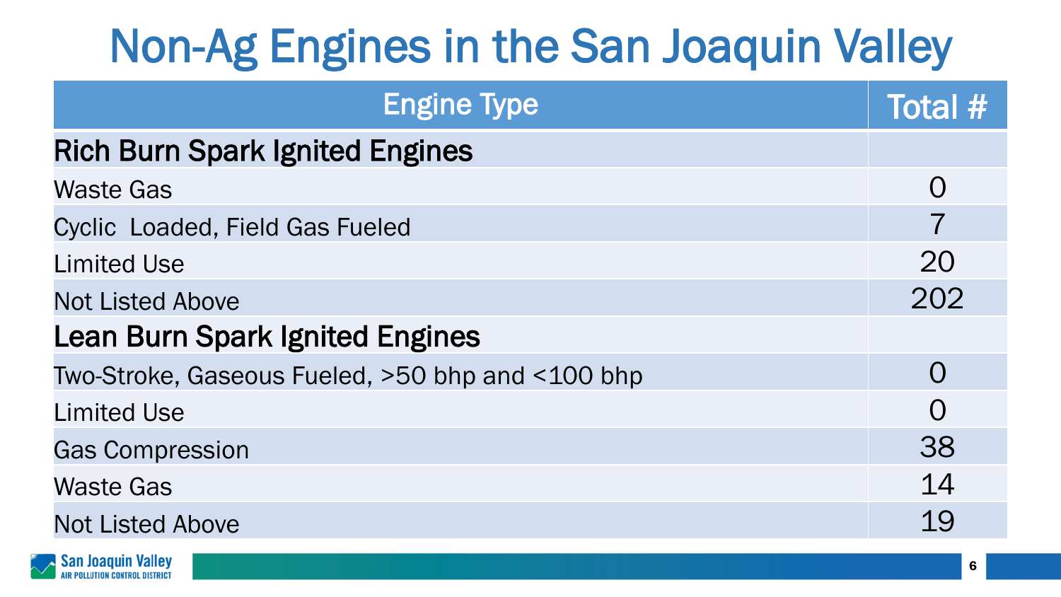# Non-Ag Engines in the San Joaquin Valley

| Engine Type | Total # |
| --- | --- |
| **Rich Burn Spark Ignited Engines** | |
| Waste Gas | 0 |
| Cyclic Loaded, Field Gas Fueled | 7 |
| Limited Use | 20 |
| Not Listed Above | 202 |
| **Lean Burn Spark Ignited Engines** | |
| Two-Stroke, Gaseous Fueled, >50 bhp and <100 bhp | 0 |
| Limited Use | 0 |
| Gas Compression | 38 |
| Waste Gas | 14 |
| Not Listed Above | 19 |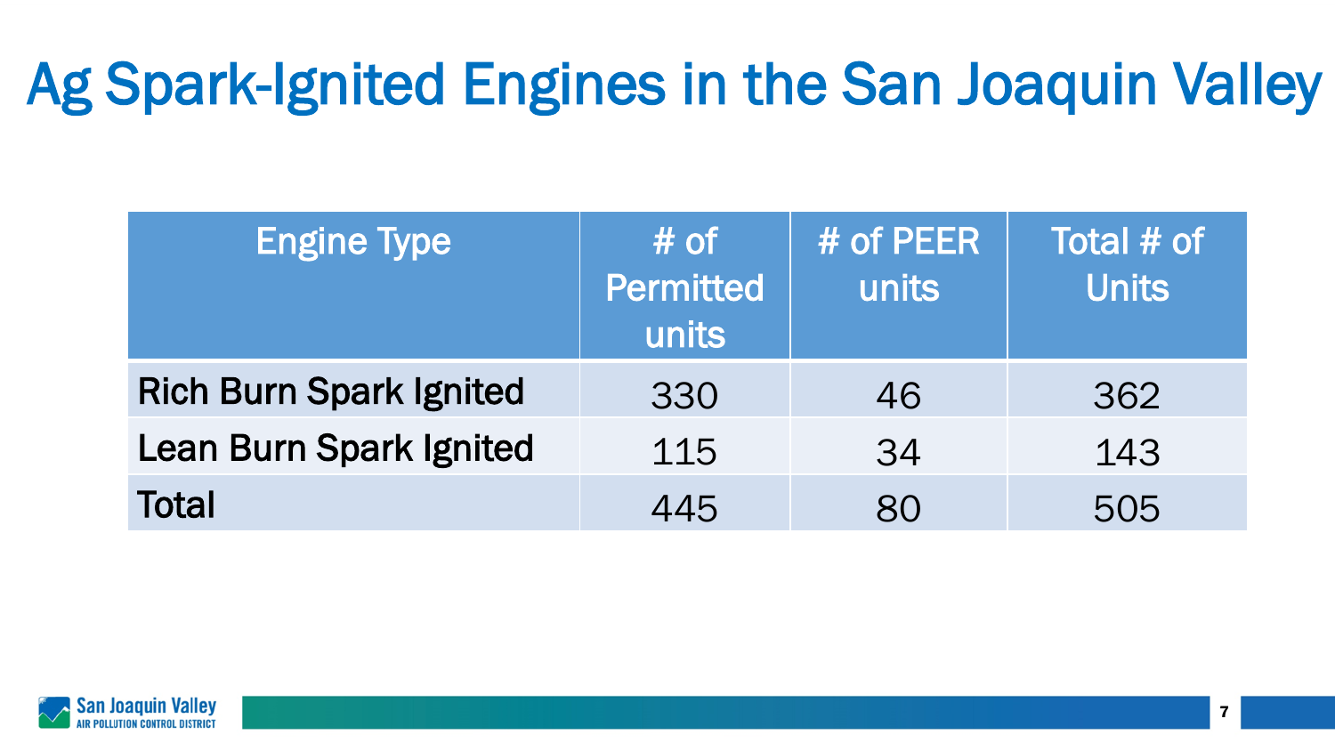# Ag Spark-Ignited Engines in the San Joaquin Valley

| Engine Type | # of Permitted units | # of PEER units | Total # of Units |
|---|---|---|---|
| Rich Burn Spark Ignited | 330 | 46 | 362 |
| Lean Burn Spark Ignited | 115 | 34 | 143 |
| Total | 445 | 80 | 505 |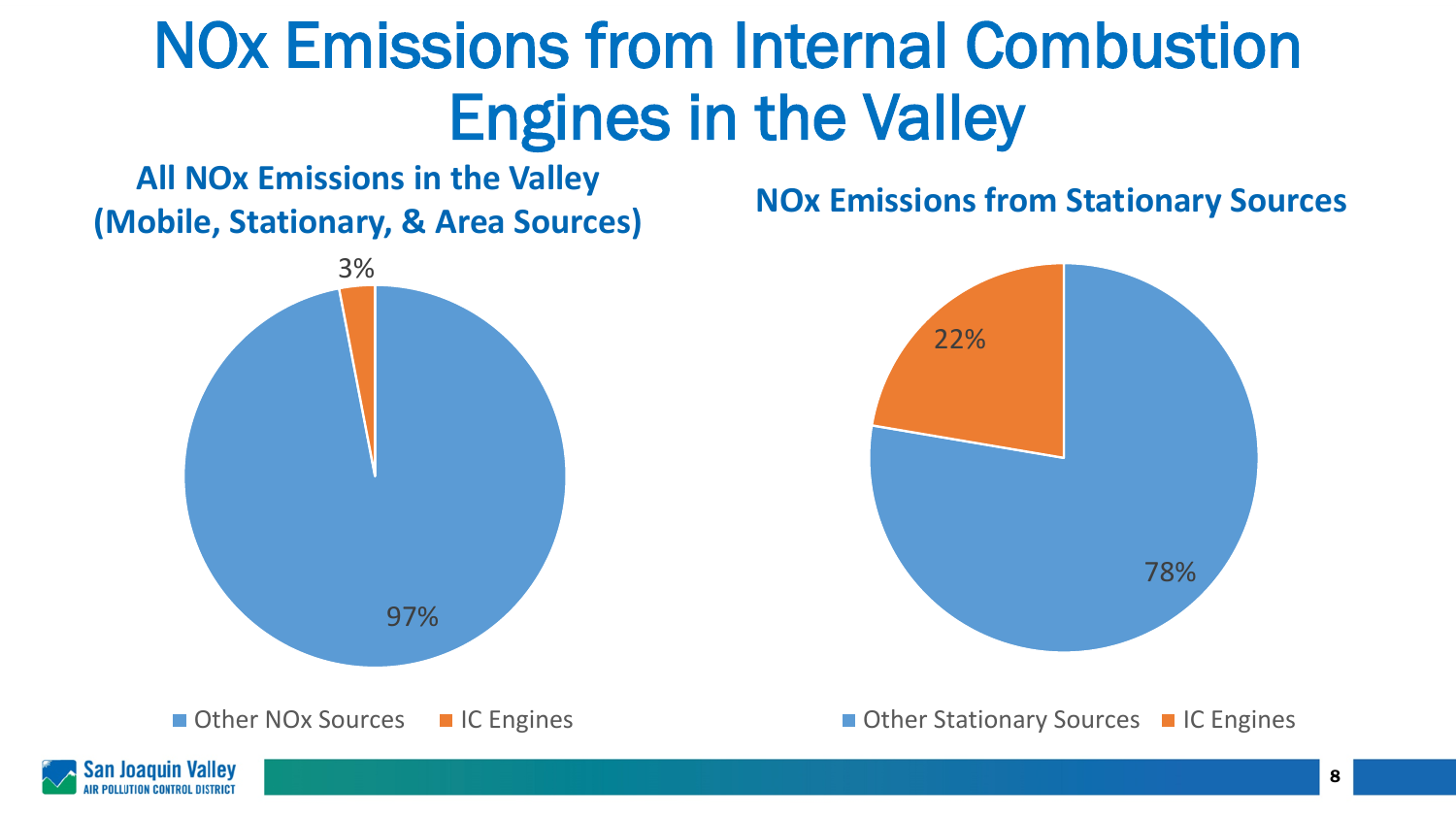# NOx Emissions from Internal Combustion Engines in the Valley

## All NOx Emissions in the Valley (Mobile, Stationary, & Area Sources)

| Source | Share |
|---|---|
| Other NOx Sources | 97% |
| IC Engines | 3% |

## NOx Emissions from Stationary Sources

| Source | Share |
|---|---|
| Other Stationary Sources | 78% |
| IC Engines | 22% |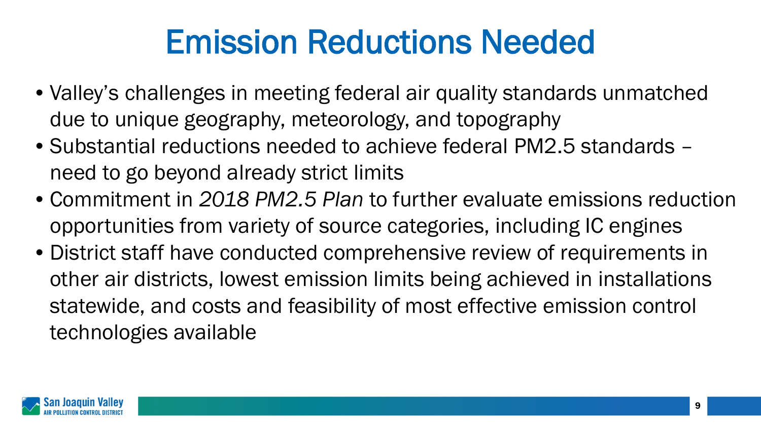# Emission Reductions Needed

- Valley's challenges in meeting federal air quality standards unmatched due to unique geography, meteorology, and topography
- Substantial reductions needed to achieve federal PM2.5 standards – need to go beyond already strict limits
- Commitment in *2018 PM2.5 Plan* to further evaluate emissions reduction opportunities from variety of source categories, including IC engines
- District staff have conducted comprehensive review of requirements in other air districts, lowest emission limits being achieved in installations statewide, and costs and feasibility of most effective emission control technologies available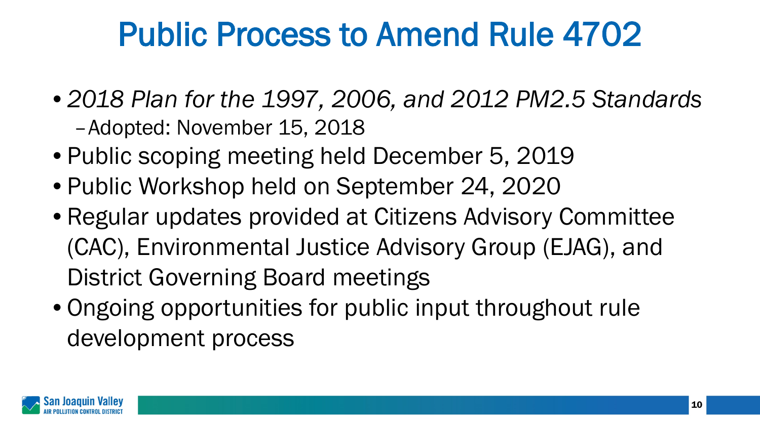# Public Process to Amend Rule 4702

- *2018 Plan for the 1997, 2006, and 2012 PM2.5 Standards*
  - Adopted: November 15, 2018
- Public scoping meeting held December 5, 2019
- Public Workshop held on September 24, 2020
- Regular updates provided at Citizens Advisory Committee (CAC), Environmental Justice Advisory Group (EJAG), and District Governing Board meetings
- Ongoing opportunities for public input throughout rule development process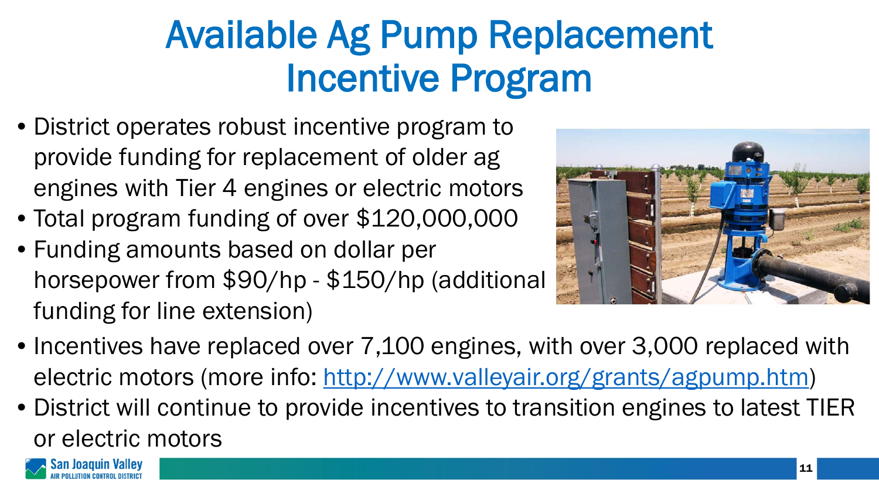# Available Ag Pump Replacement Incentive Program

- District operates robust incentive program to provide funding for replacement of older ag engines with Tier 4 engines or electric motors
- Total program funding of over $120,000,000
- Funding amounts based on dollar per horsepower from $90/hp - $150/hp (additional funding for line extension)
- Incentives have replaced over 7,100 engines, with over 3,000 replaced with electric motors (more info: http://www.valleyair.org/grants/agpump.htm)
- District will continue to provide incentives to transition engines to latest TIER or electric motors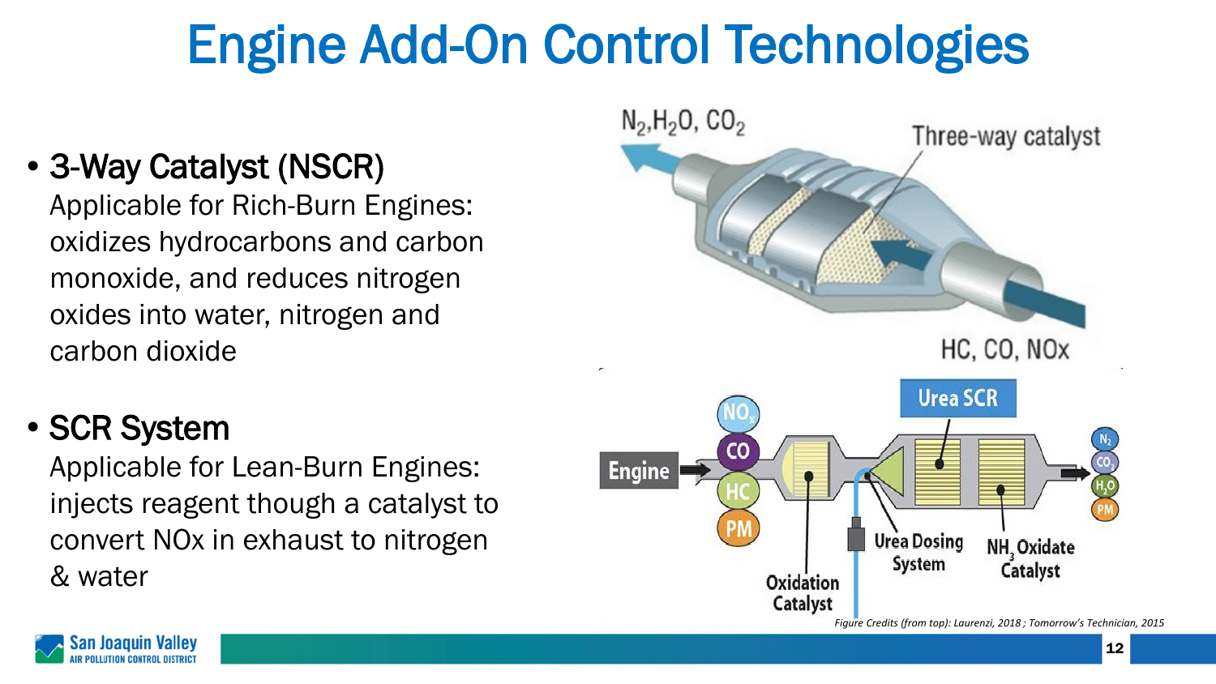# Engine Add-On Control Technologies

- **3-Way Catalyst (NSCR)**
  Applicable for Rich-Burn Engines: oxidizes hydrocarbons and carbon monoxide, and reduces nitrogen oxides into water, nitrogen and carbon dioxide

- **SCR System**
  Applicable for Lean-Burn Engines: injects reagent though a catalyst to convert NOx in exhaust to nitrogen & water

$N_2$, $H_2O$, $CO_2$

Three-way catalyst

HC, CO, NOx

Engine

$NO_x$

CO

HC

PM

Oxidation Catalyst

Urea Dosing System

Urea SCR

$NH_3$ Oxidate Catalyst

$N_2$

$CO_2$

$H_2O$

PM

*Figure Credits (from top): Laurenzi, 2018 ; Tomorrow's Technician, 2015*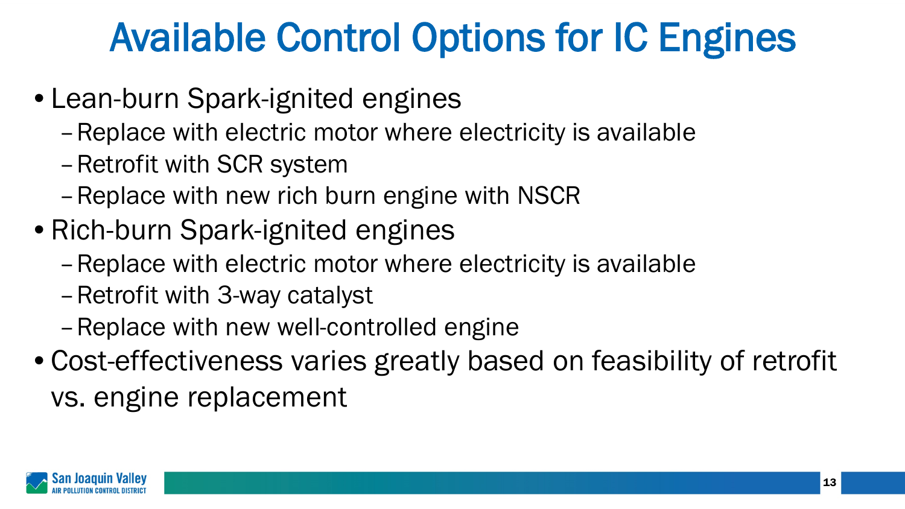# Available Control Options for IC Engines

- Lean-burn Spark-ignited engines
  - Replace with electric motor where electricity is available
  - Retrofit with SCR system
  - Replace with new rich burn engine with NSCR
- Rich-burn Spark-ignited engines
  - Replace with electric motor where electricity is available
  - Retrofit with 3-way catalyst
  - Replace with new well-controlled engine
- Cost-effectiveness varies greatly based on feasibility of retrofit vs. engine replacement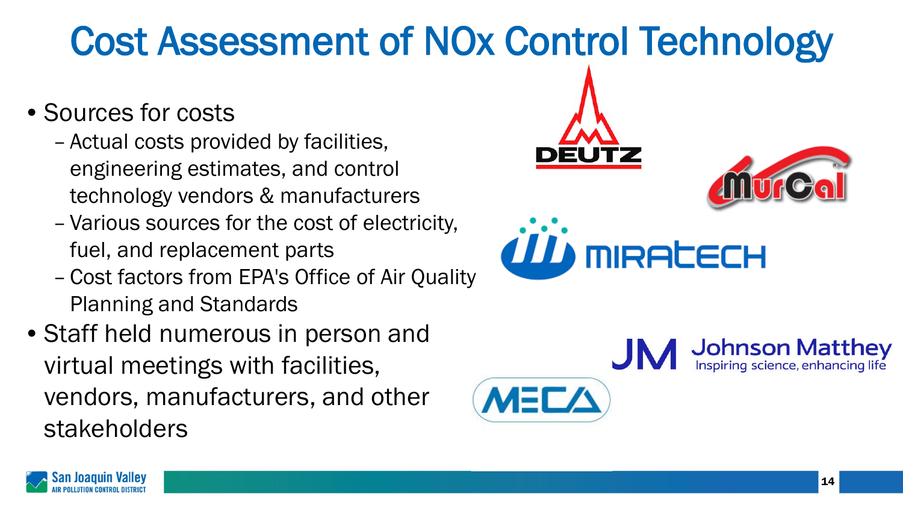# Cost Assessment of NOx Control Technology

- Sources for costs
  - Actual costs provided by facilities, engineering estimates, and control technology vendors & manufacturers
  - Various sources for the cost of electricity, fuel, and replacement parts
  - Cost factors from EPA's Office of Air Quality Planning and Standards
- Staff held numerous in person and virtual meetings with facilities, vendors, manufacturers, and other stakeholders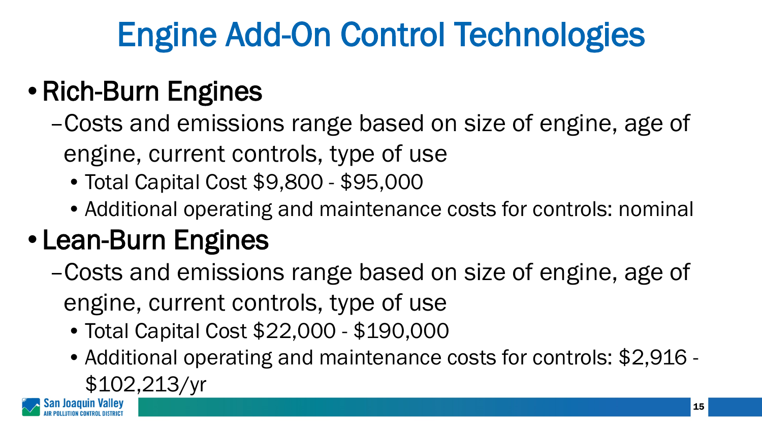# Engine Add-On Control Technologies

- Rich-Burn Engines
  - Costs and emissions range based on size of engine, age of engine, current controls, type of use
    - Total Capital Cost $9,800 - $95,000
    - Additional operating and maintenance costs for controls: nominal
- Lean-Burn Engines
  - Costs and emissions range based on size of engine, age of engine, current controls, type of use
    - Total Capital Cost $22,000 - $190,000
    - Additional operating and maintenance costs for controls: $2,916 - $102,213/yr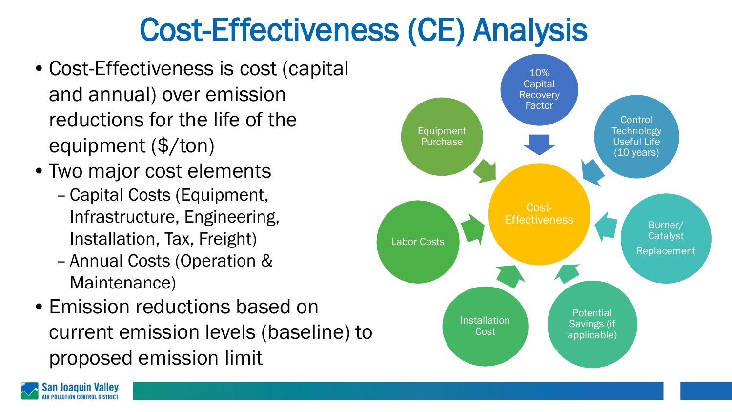# Cost-Effectiveness (CE) Analysis

- Cost-Effectiveness is cost (capital and annual) over emission reductions for the life of the equipment ($/ton)
- Two major cost elements
  - Capital Costs (Equipment, Infrastructure, Engineering, Installation, Tax, Freight)
  - Annual Costs (Operation & Maintenance)
- Emission reductions based on current emission levels (baseline) to proposed emission limit

Cost-Effectiveness

- 10% Capital Recovery Factor
- Control Technology Useful Life (10 years)
- Burner/ Catalyst Replacement
- Potential Savings (if applicable)
- Installation Cost
- Labor Costs
- Equipment Purchase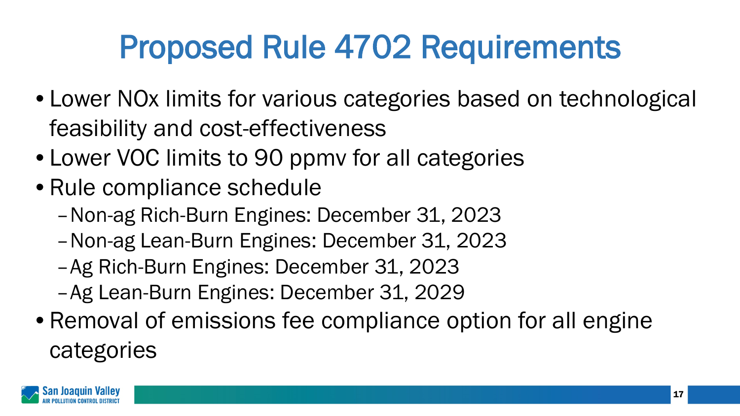# Proposed Rule 4702 Requirements

- Lower NOx limits for various categories based on technological feasibility and cost-effectiveness
- Lower VOC limits to 90 ppmv for all categories
- Rule compliance schedule
  - Non-ag Rich-Burn Engines: December 31, 2023
  - Non-ag Lean-Burn Engines: December 31, 2023
  - Ag Rich-Burn Engines: December 31, 2023
  - Ag Lean-Burn Engines: December 31, 2029
- Removal of emissions fee compliance option for all engine categories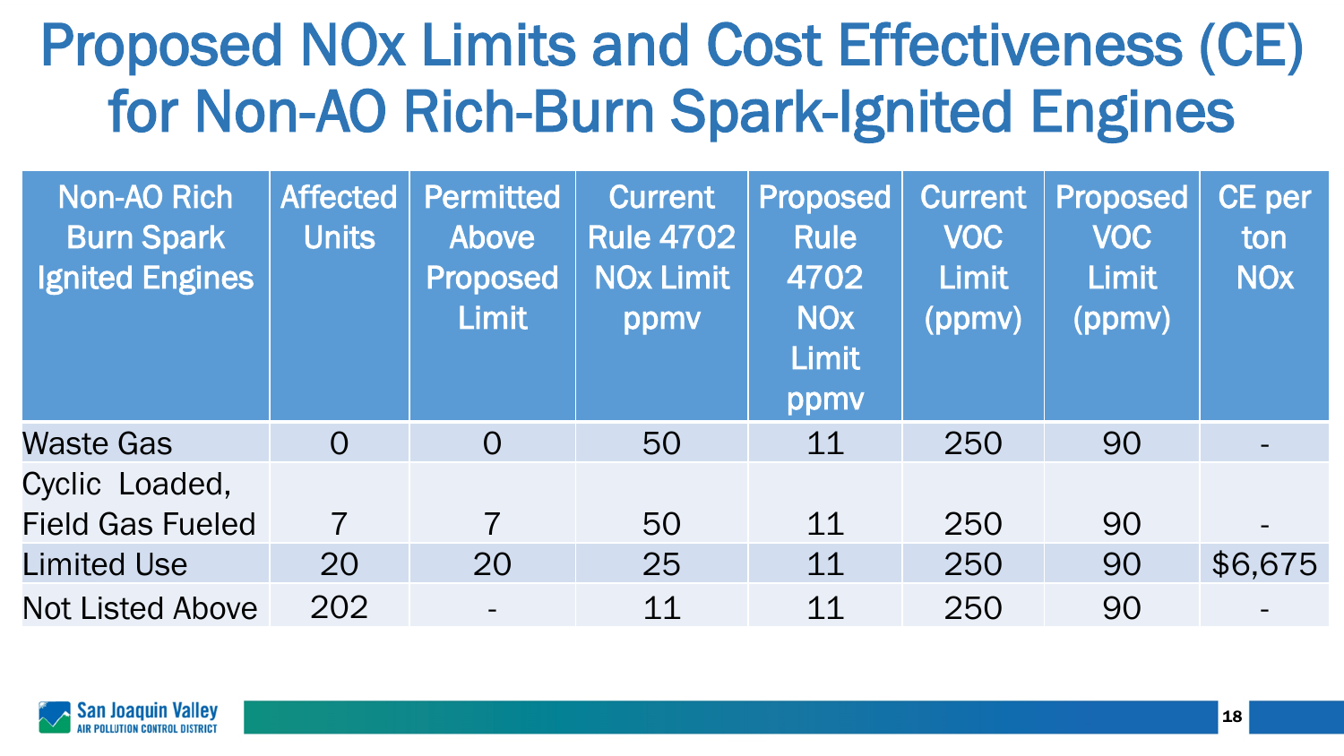# Proposed NOx Limits and Cost Effectiveness (CE) for Non-AO Rich-Burn Spark-Ignited Engines

| Non-AO Rich Burn Spark Ignited Engines | Affected Units | Permitted Above Proposed Limit | Current Rule 4702 NOx Limit ppmv | Proposed Rule 4702 NOx Limit ppmv | Current VOC Limit (ppmv) | Proposed VOC Limit (ppmv) | CE per ton NOx |
|---|---|---|---|---|---|---|---|
| Waste Gas | 0 | 0 | 50 | 11 | 250 | 90 | - |
| Cyclic Loaded, Field Gas Fueled | 7 | 7 | 50 | 11 | 250 | 90 | - |
| Limited Use | 20 | 20 | 25 | 11 | 250 | 90 | $6,675 |
| Not Listed Above | 202 | - | 11 | 11 | 250 | 90 | - |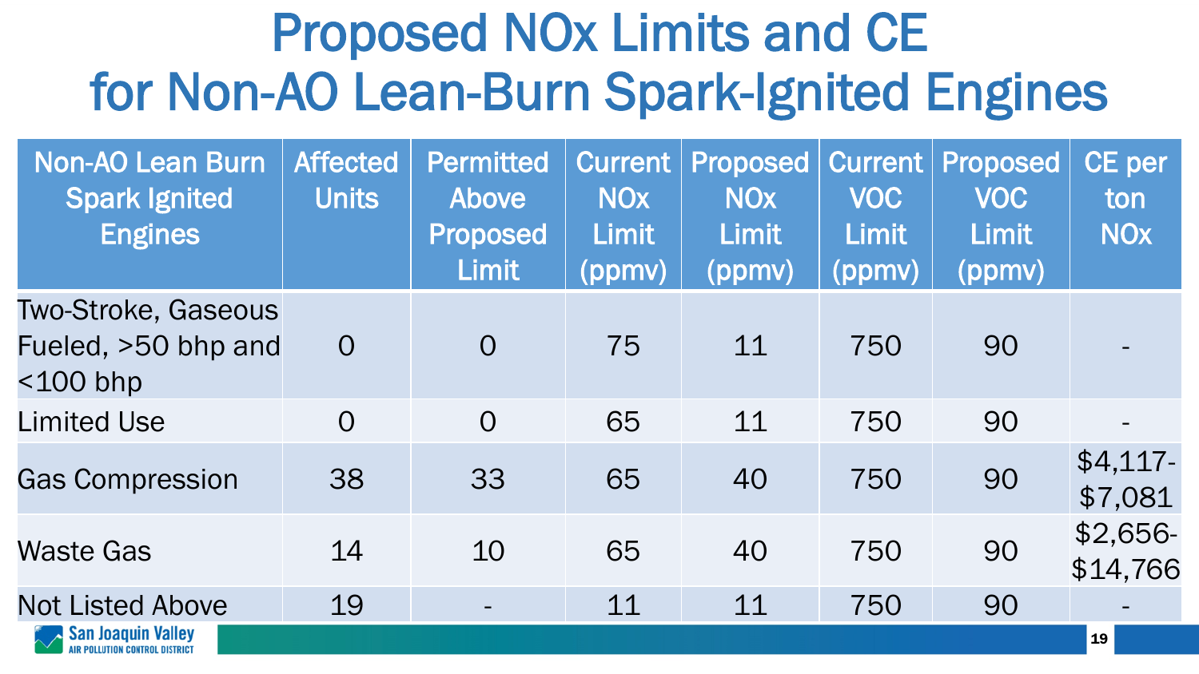# Proposed NOx Limits and CE for Non-AO Lean-Burn Spark-Ignited Engines

| Non-AO Lean Burn Spark Ignited Engines | Affected Units | Permitted Above Proposed Limit | Current NOx Limit (ppmv) | Proposed NOx Limit (ppmv) | Current VOC Limit (ppmv) | Proposed VOC Limit (ppmv) | CE per ton NOx |
|---|---|---|---|---|---|---|---|
| Two-Stroke, Gaseous Fueled, >50 bhp and <100 bhp | 0 | 0 | 75 | 11 | 750 | 90 | - |
| Limited Use | 0 | 0 | 65 | 11 | 750 | 90 | - |
| Gas Compression | 38 | 33 | 65 | 40 | 750 | 90 | $4,117-$7,081 |
| Waste Gas | 14 | 10 | 65 | 40 | 750 | 90 | $2,656-$14,766 |
| Not Listed Above | 19 | - | 11 | 11 | 750 | 90 | - |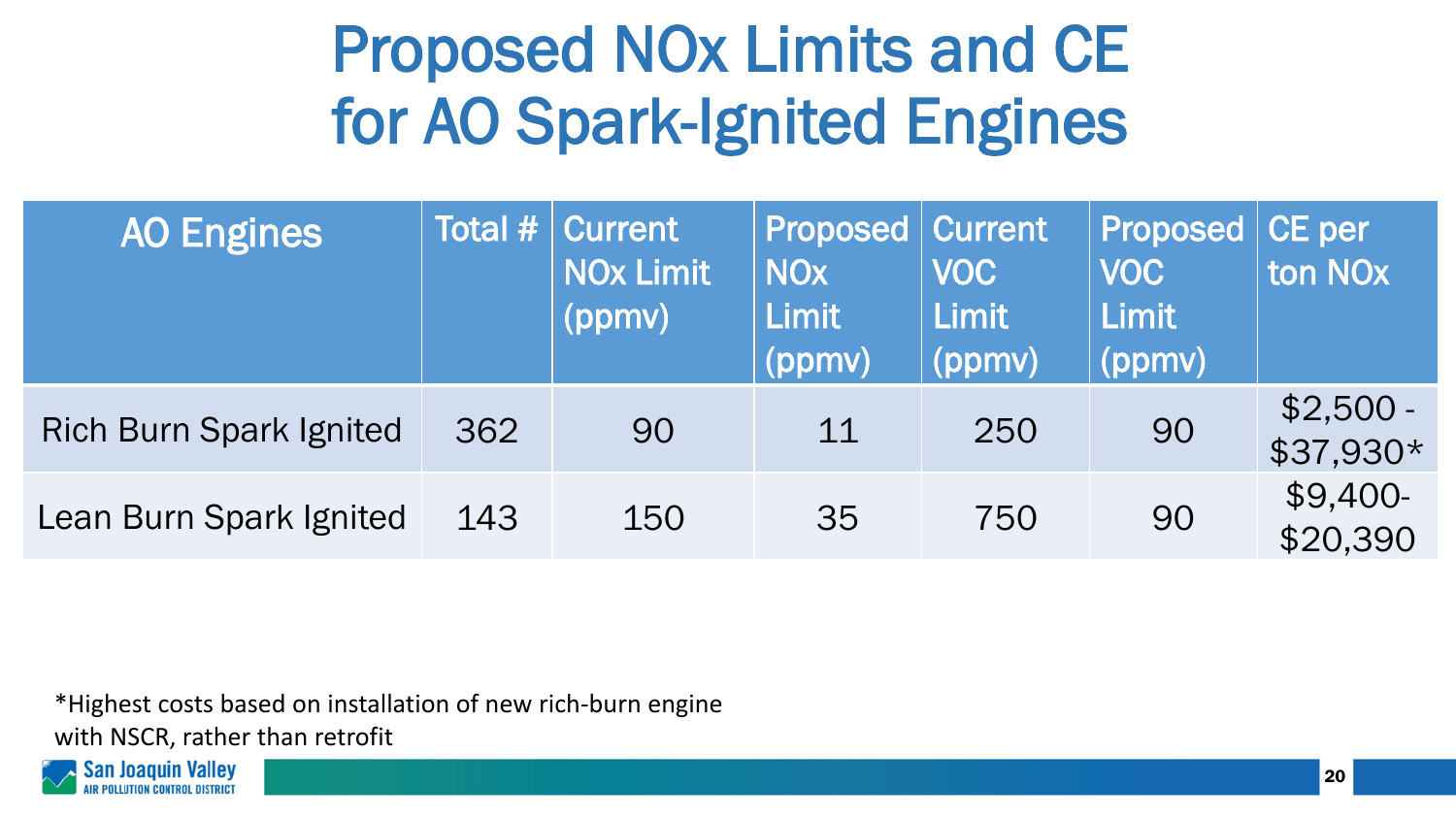# Proposed NOx Limits and CE for AO Spark-Ignited Engines

| AO Engines | Total # | Current NOx Limit (ppmv) | Proposed NOx Limit (ppmv) | Current VOC Limit (ppmv) | Proposed VOC Limit (ppmv) | CE per ton NOx |
|---|---|---|---|---|---|---|
| Rich Burn Spark Ignited | 362 | 90 | 11 | 250 | 90 | $2,500 - $37,930* |
| Lean Burn Spark Ignited | 143 | 150 | 35 | 750 | 90 | $9,400- $20,390 |

*Highest costs based on installation of new rich-burn engine with NSCR, rather than retrofit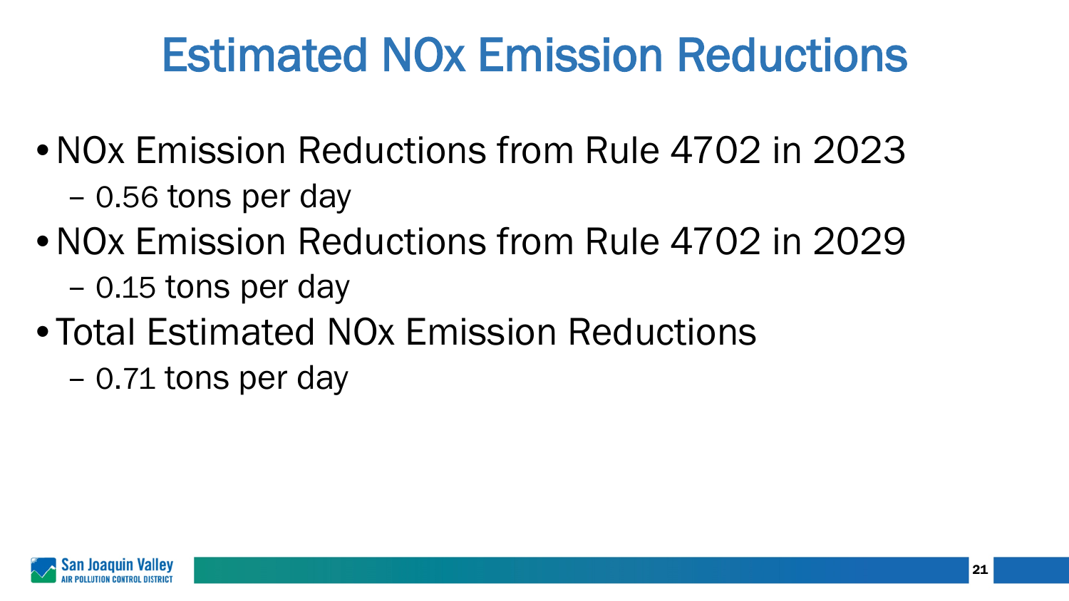# Estimated NOx Emission Reductions

- NOx Emission Reductions from Rule 4702 in 2023
  - 0.56 tons per day
- NOx Emission Reductions from Rule 4702 in 2029
  - 0.15 tons per day
- Total Estimated NOx Emission Reductions
  - 0.71 tons per day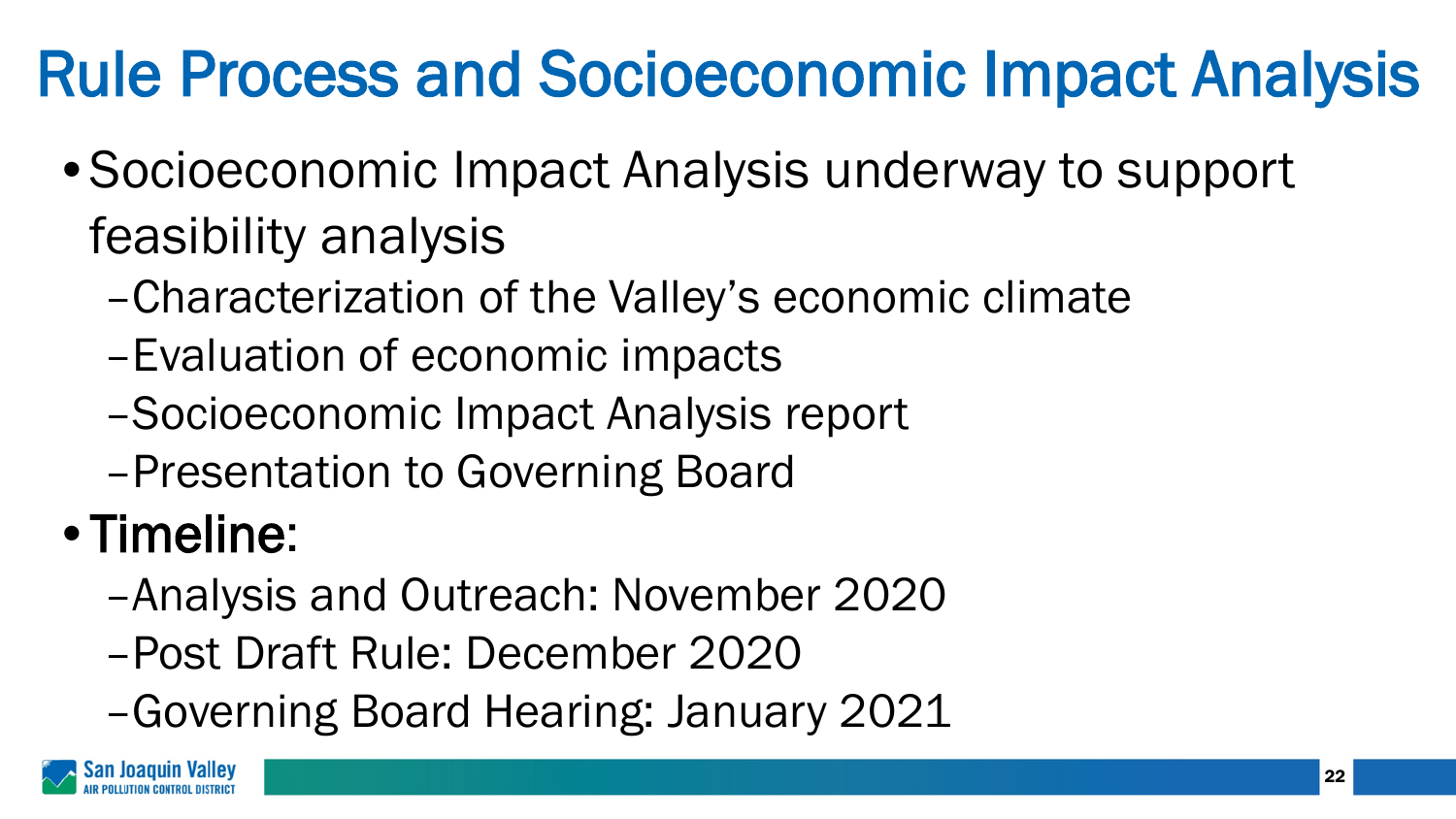# Rule Process and Socioeconomic Impact Analysis

- Socioeconomic Impact Analysis underway to support feasibility analysis
  - Characterization of the Valley's economic climate
  - Evaluation of economic impacts
  - Socioeconomic Impact Analysis report
  - Presentation to Governing Board
- Timeline:
  - Analysis and Outreach: November 2020
  - Post Draft Rule: December 2020
  - Governing Board Hearing: January 2021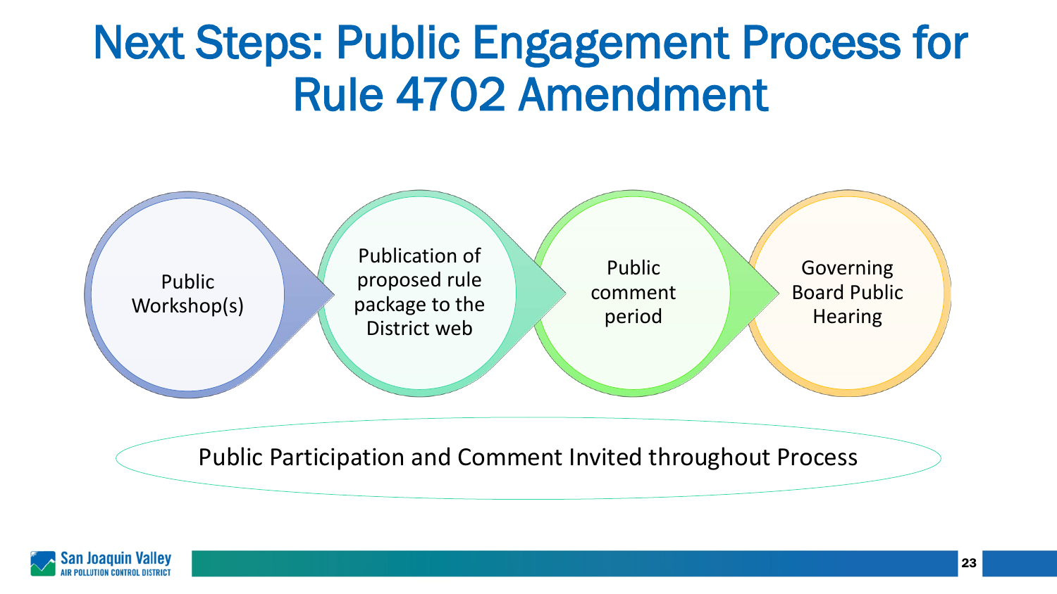# Next Steps: Public Engagement Process for Rule 4702 Amendment

1. Public Workshop(s)
2. Publication of proposed rule package to the District web
3. Public comment period
4. Governing Board Public Hearing

Public Participation and Comment Invited throughout Process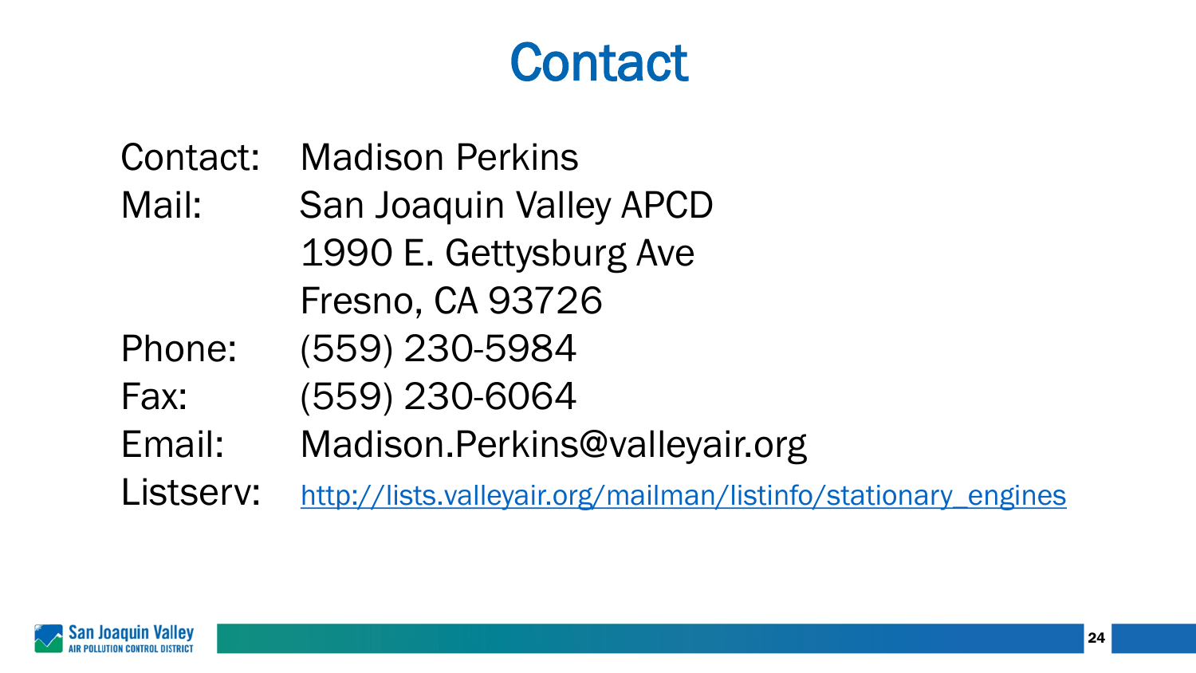# Contact

| | |
|---|---|
| Contact: | Madison Perkins |
| Mail: | San Joaquin Valley APCD<br>1990 E. Gettysburg Ave<br>Fresno, CA 93726 |
| Phone: | (559) 230-5984 |
| Fax: | (559) 230-6064 |
| Email: | Madison.Perkins@valleyair.org |
| Listserv: | http://lists.valleyair.org/mailman/listinfo/stationary_engines |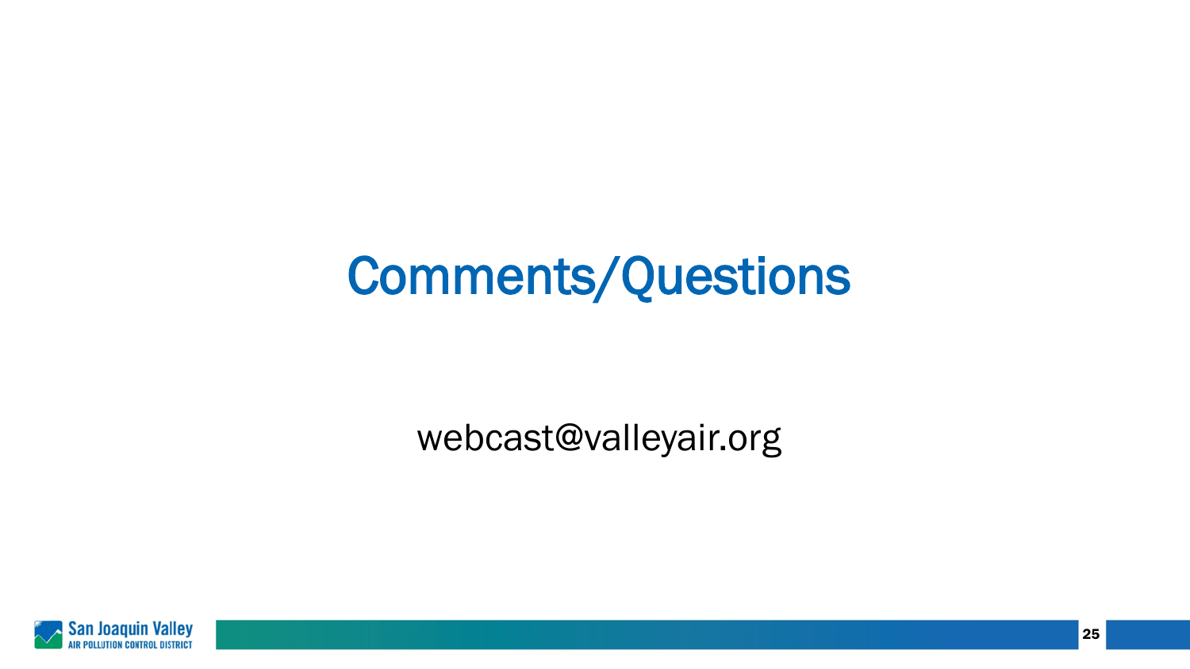# Comments/Questions

webcast@valleyair.org